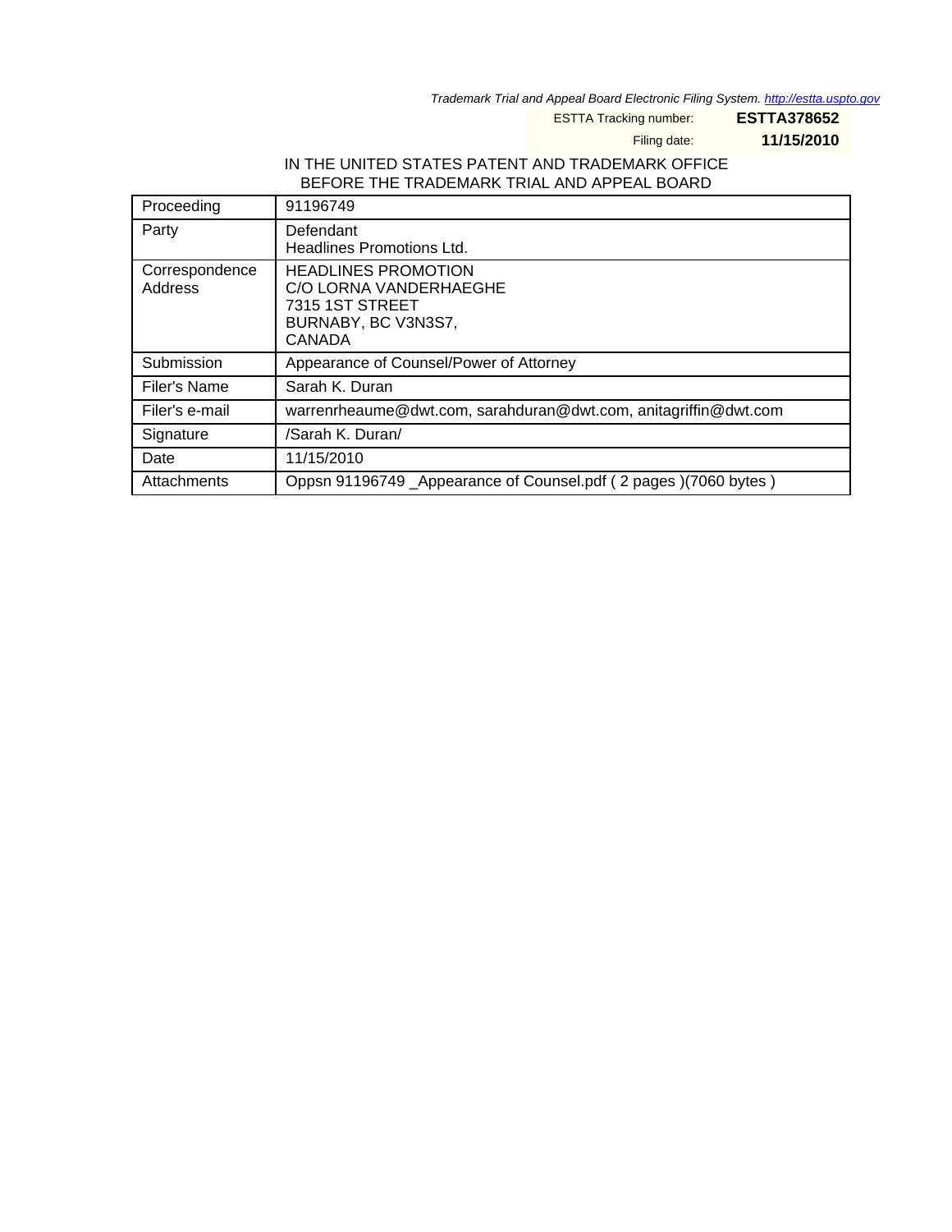*Trademark Trial and Appeal Board Electronic Filing System. http://estta.uspto.gov*

ESTTA Tracking number: **ESTTA378652**

Filing date: **11/15/2010**

IN THE UNITED STATES PATENT AND TRADEMARK OFFICE
BEFORE THE TRADEMARK TRIAL AND APPEAL BOARD

| | |
|---|---|
| Proceeding | 91196749 |
| Party | Defendant<br>Headlines Promotions Ltd. |
| Correspondence Address | HEADLINES PROMOTION<br>C/O LORNA VANDERHAEGHE<br>7315 1ST STREET<br>BURNABY, BC V3N3S7,<br>CANADA |
| Submission | Appearance of Counsel/Power of Attorney |
| Filer's Name | Sarah K. Duran |
| Filer's e-mail | warrenrheaume@dwt.com, sarahduran@dwt.com, anitagriffin@dwt.com |
| Signature | /Sarah K. Duran/ |
| Date | 11/15/2010 |
| Attachments | Oppsn 91196749 _Appearance of Counsel.pdf ( 2 pages )(7060 bytes ) |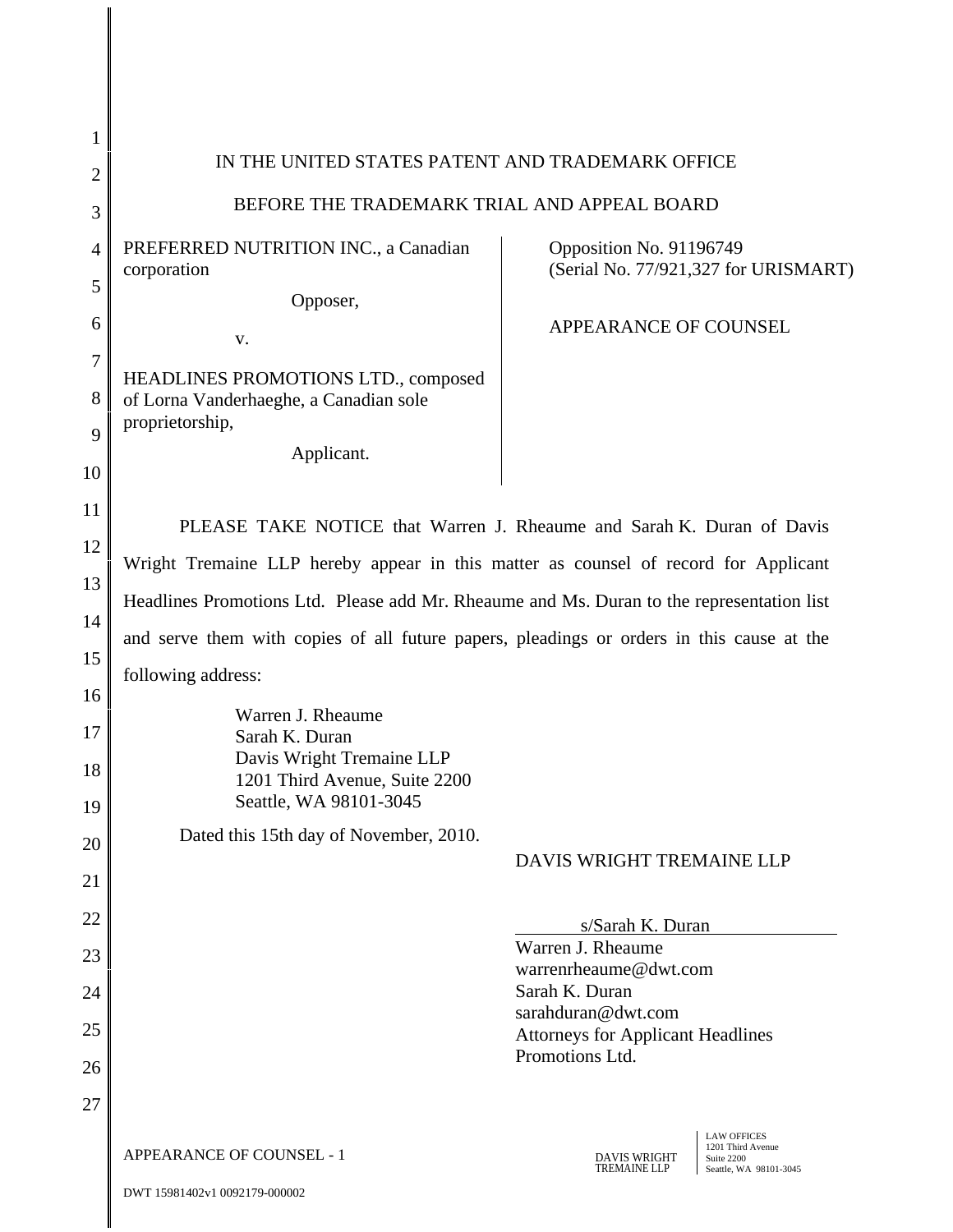IN THE UNITED STATES PATENT AND TRADEMARK OFFICE

BEFORE THE TRADEMARK TRIAL AND APPEAL BOARD

| | |
|---|---|
| PREFERRED NUTRITION INC., a Canadian corporation<br><br>Opposer,<br><br>v.<br><br>HEADLINES PROMOTIONS LTD., composed of Lorna Vanderhaeghe, a Canadian sole proprietorship,<br><br>Applicant. | Opposition No. 91196749<br>(Serial No. 77/921,327 for URISMART)<br><br>APPEARANCE OF COUNSEL |

PLEASE TAKE NOTICE that Warren J. Rheaume and Sarah K. Duran of Davis Wright Tremaine LLP hereby appear in this matter as counsel of record for Applicant Headlines Promotions Ltd. Please add Mr. Rheaume and Ms. Duran to the representation list and serve them with copies of all future papers, pleadings or orders in this cause at the following address:

Warren J. Rheaume
Sarah K. Duran
Davis Wright Tremaine LLP
1201 Third Avenue, Suite 2200
Seattle, WA 98101-3045

Dated this 15th day of November, 2010.

DAVIS WRIGHT TREMAINE LLP

s/Sarah K. Duran
Warren J. Rheaume
warrenrheaume@dwt.com
Sarah K. Duran
sarahduran@dwt.com
Attorneys for Applicant Headlines Promotions Ltd.

APPEARANCE OF COUNSEL - 1

DAVIS WRIGHT TREMAINE LLP | LAW OFFICES
1201 Third Avenue
Suite 2200
Seattle, WA 98101-3045

DWT 15981402v1 0092179-000002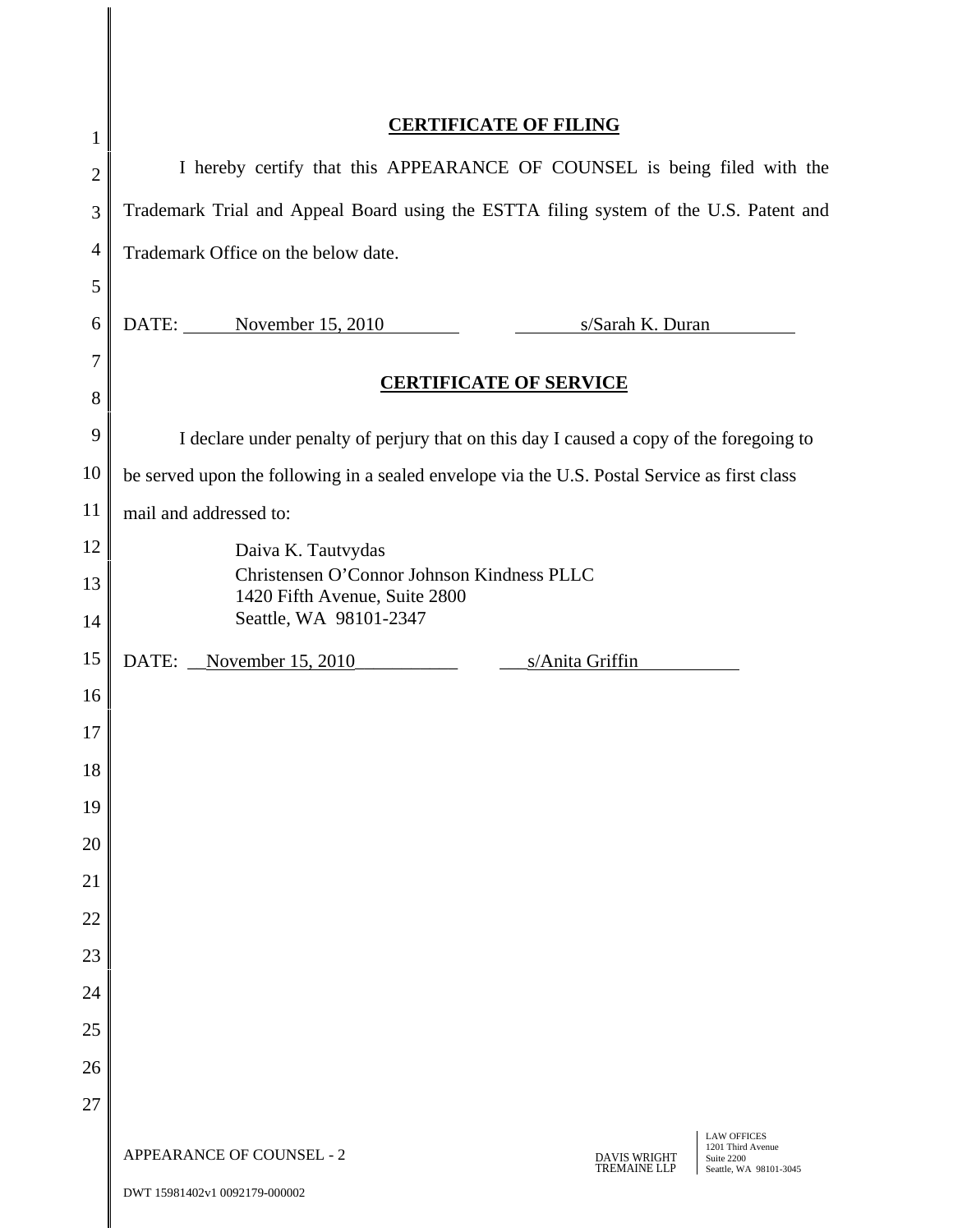## CERTIFICATE OF FILING

I hereby certify that this APPEARANCE OF COUNSEL is being filed with the Trademark Trial and Appeal Board using the ESTTA filing system of the U.S. Patent and Trademark Office on the below date.

DATE: November 15, 2010 s/Sarah K. Duran

## CERTIFICATE OF SERVICE

I declare under penalty of perjury that on this day I caused a copy of the foregoing to be served upon the following in a sealed envelope via the U.S. Postal Service as first class mail and addressed to:

Daiva K. Tautvydas
Christensen O'Connor Johnson Kindness PLLC
1420 Fifth Avenue, Suite 2800
Seattle, WA 98101-2347

DATE: November 15, 2010 s/Anita Griffin